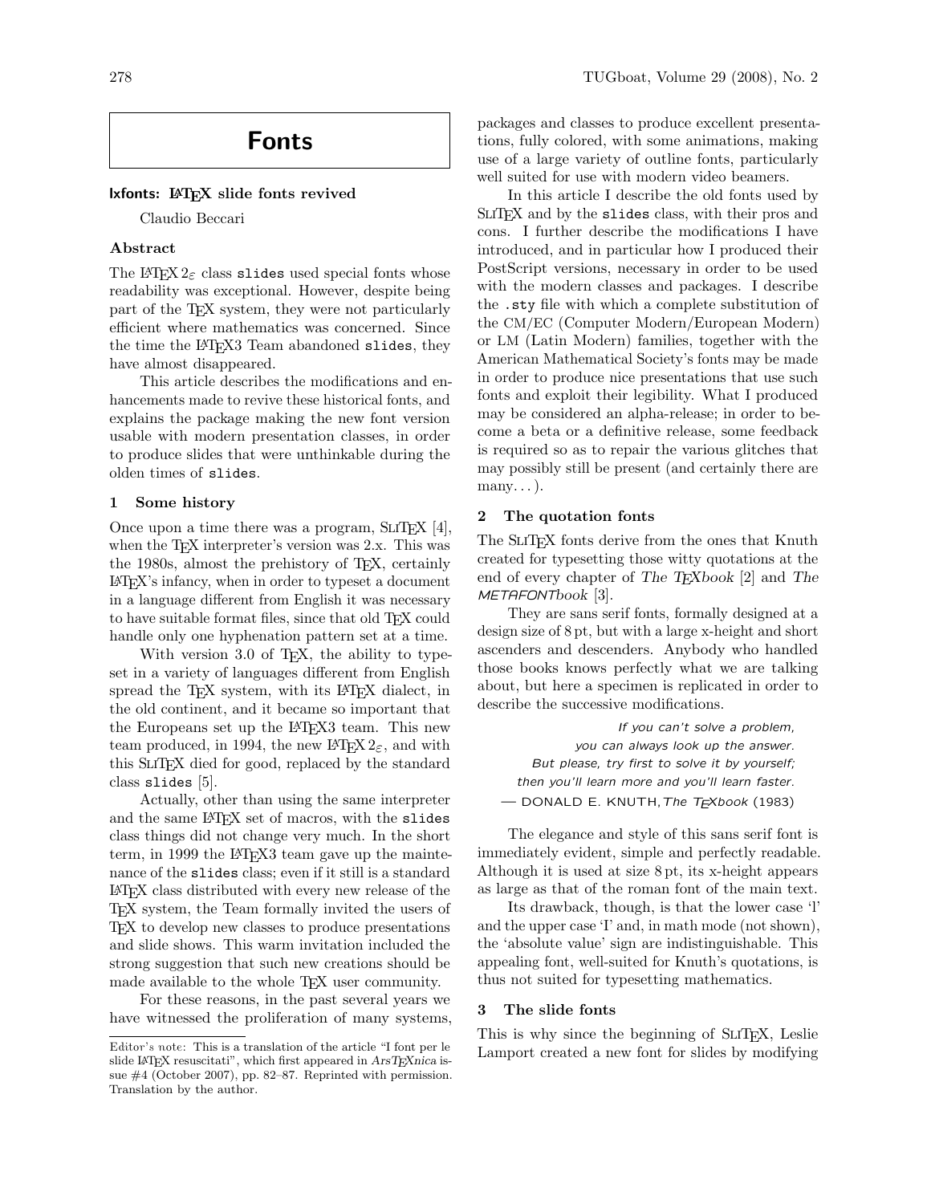# Fonts

## lxfonts: LaTeX slide fonts revived

Claudio Beccari

### Abstract

The LaTeX 2$_\varepsilon$ class slides used special fonts whose readability was exceptional. However, despite being part of the TeX system, they were not particularly efficient where mathematics was concerned. Since the time the LaTeX3 Team abandoned slides, they have almost disappeared.

This article describes the modifications and enhancements made to revive these historical fonts, and explains the package making the new font version usable with modern presentation classes, in order to produce slides that were unthinkable during the olden times of slides.

### 1 Some history

Once upon a time there was a program, SliTeX [4], when the TeX interpreter's version was 2.x. This was the 1980s, almost the prehistory of TeX, certainly LaTeX's infancy, when in order to typeset a document in a language different from English it was necessary to have suitable format files, since that old TeX could handle only one hyphenation pattern set at a time.

With version 3.0 of TeX, the ability to typeset in a variety of languages different from English spread the TeX system, with its LaTeX dialect, in the old continent, and it became so important that the Europeans set up the LaTeX3 team. This new team produced, in 1994, the new LaTeX 2$_\varepsilon$, and with this SliTeX died for good, replaced by the standard class slides [5].

Actually, other than using the same interpreter and the same LaTeX set of macros, with the slides class things did not change very much. In the short term, in 1999 the LaTeX3 team gave up the maintenance of the slides class; even if it still is a standard LaTeX class distributed with every new release of the TeX system, the Team formally invited the users of TeX to develop new classes to produce presentations and slide shows. This warm invitation included the strong suggestion that such new creations should be made available to the whole TeX user community.

For these reasons, in the past several years we have witnessed the proliferation of many systems, packages and classes to produce excellent presentations, fully colored, with some animations, making use of a large variety of outline fonts, particularly well suited for use with modern video beamers.

In this article I describe the old fonts used by SliTeX and by the slides class, with their pros and cons. I further describe the modifications I have introduced, and in particular how I produced their PostScript versions, necessary in order to be used with the modern classes and packages. I describe the .sty file with which a complete substitution of the CM/EC (Computer Modern/European Modern) or LM (Latin Modern) families, together with the American Mathematical Society's fonts may be made in order to produce nice presentations that use such fonts and exploit their legibility. What I produced may be considered an alpha-release; in order to become a beta or a definitive release, some feedback is required so as to repair the various glitches that may possibly still be present (and certainly there are many...).

### 2 The quotation fonts

The SliTeX fonts derive from the ones that Knuth created for typesetting those witty quotations at the end of every chapter of *The TeXbook* [2] and *The METAFONTbook* [3].

They are sans serif fonts, formally designed at a design size of 8 pt, but with a large x-height and short ascenders and descenders. Anybody who handled those books knows perfectly what we are talking about, but here a specimen is replicated in order to describe the successive modifications.

> *If you can't solve a problem,*
> *you can always look up the answer.*
> *But please, try first to solve it by yourself;*
> *then you'll learn more and you'll learn faster.*
> — DONALD E. KNUTH, *The TeXbook* (1983)

The elegance and style of this sans serif font is immediately evident, simple and perfectly readable. Although it is used at size 8 pt, its x-height appears as large as that of the roman font of the main text.

Its drawback, though, is that the lower case 'l' and the upper case 'I' and, in math mode (not shown), the 'absolute value' sign are indistinguishable. This appealing font, well-suited for Knuth's quotations, is thus not suited for typesetting mathematics.

### 3 The slide fonts

This is why since the beginning of SliTeX, Leslie Lamport created a new font for slides by modifying

---

Editor's note: This is a translation of the article "I font per le slide LaTeX resuscitati", which first appeared in *ArsTeXnica* issue #4 (October 2007), pp. 82–87. Reprinted with permission. Translation by the author.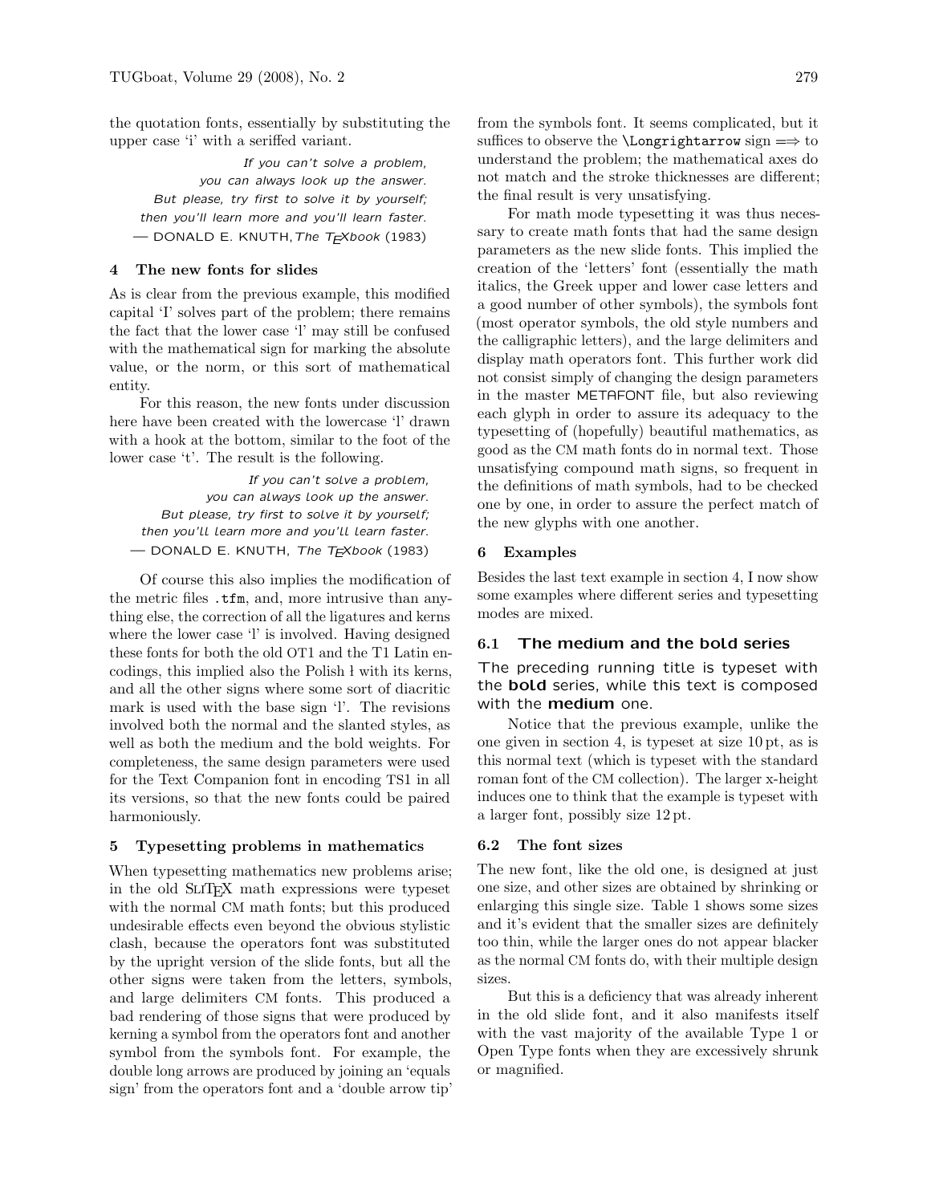the quotation fonts, essentially by substituting the upper case 'i' with a seriffed variant.

> *If you can't solve a problem,*
> *you can always look up the answer.*
> *But please, try first to solve it by yourself;*
> *then you'll learn more and you'll learn faster.*
> — DONALD E. KNUTH, *The TEXbook* (1983)

### 4 The new fonts for slides

As is clear from the previous example, this modified capital 'I' solves part of the problem; there remains the fact that the lower case 'l' may still be confused with the mathematical sign for marking the absolute value, or the norm, or this sort of mathematical entity.

For this reason, the new fonts under discussion here have been created with the lowercase 'l' drawn with a hook at the bottom, similar to the foot of the lower case 't'. The result is the following.

> *If you can't solve a problem,*
> *you can always look up the answer.*
> *But please, try first to solve it by yourself;*
> *then you'll learn more and you'll learn faster.*
> — DONALD E. KNUTH, *The TEXbook* (1983)

Of course this also implies the modification of the metric files `.tfm`, and, more intrusive than anything else, the correction of all the ligatures and kerns where the lower case 'l' is involved. Having designed these fonts for both the old OT1 and the T1 Latin encodings, this implied also the Polish ł with its kerns, and all the other signs where some sort of diacritic mark is used with the base sign 'l'. The revisions involved both the normal and the slanted styles, as well as both the medium and the bold weights. For completeness, the same design parameters were used for the Text Companion font in encoding TS1 in all its versions, so that the new fonts could be paired harmoniously.

### 5 Typesetting problems in mathematics

When typesetting mathematics new problems arise; in the old SLITEX math expressions were typeset with the normal CM math fonts; but this produced undesirable effects even beyond the obvious stylistic clash, because the operators font was substituted by the upright version of the slide fonts, but all the other signs were taken from the letters, symbols, and large delimiters CM fonts. This produced a bad rendering of those signs that were produced by kerning a symbol from the operators font and another symbol from the symbols font. For example, the double long arrows are produced by joining an 'equals sign' from the operators font and a 'double arrow tip' from the symbols font. It seems complicated, but it suffices to observe the `\Longrightarrow` sign $\Longrightarrow$ to understand the problem; the mathematical axes do not match and the stroke thicknesses are different; the final result is very unsatisfying.

For math mode typesetting it was thus necessary to create math fonts that had the same design parameters as the new slide fonts. This implied the creation of the 'letters' font (essentially the math italics, the Greek upper and lower case letters and a good number of other symbols), the symbols font (most operator symbols, the old style numbers and the calligraphic letters), and the large delimiters and display math operators font. This further work did not consist simply of changing the design parameters in the master METAFONT file, but also reviewing each glyph in order to assure its adequacy to the typesetting of (hopefully) beautiful mathematics, as good as the CM math fonts do in normal text. Those unsatisfying compound math signs, so frequent in the definitions of math symbols, had to be checked one by one, in order to assure the perfect match of the new glyphs with one another.

### 6 Examples

Besides the last text example in section 4, I now show some examples where different series and typesetting modes are mixed.

#### 6.1 The medium and the **bold** series

The preceding running title is typeset with the **bold** series, while this text is composed with the **medium** one.

Notice that the previous example, unlike the one given in section 4, is typeset at size 10 pt, as is this normal text (which is typeset with the standard roman font of the CM collection). The larger x-height induces one to think that the example is typeset with a larger font, possibly size 12 pt.

#### 6.2 The font sizes

The new font, like the old one, is designed at just one size, and other sizes are obtained by shrinking or enlarging this single size. Table 1 shows some sizes and it's evident that the smaller sizes are definitely too thin, while the larger ones do not appear blacker as the normal CM fonts do, with their multiple design sizes.

But this is a deficiency that was already inherent in the old slide font, and it also manifests itself with the vast majority of the available Type 1 or Open Type fonts when they are excessively shrunk or magnified.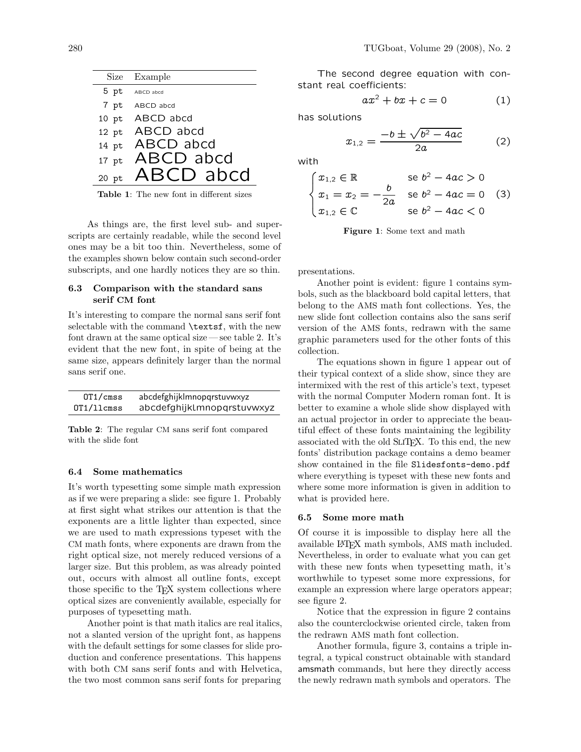| Size | Example |
|---|---|
| 5 pt | ABCD abcd |
| 7 pt | ABCD abcd |
| 10 pt | ABCD abcd |
| 12 pt | ABCD abcd |
| 14 pt | ABCD abcd |
| 17 pt | ABCD abcd |
| 20 pt | ABCD abcd |

**Table 1**: The new font in different sizes

As things are, the first level sub- and superscripts are certainly readable, while the second level ones may be a bit too thin. Nevertheless, some of the examples shown below contain such second-order subscripts, and one hardly notices they are so thin.

### 6.3 Comparison with the standard sans serif CM font

It's interesting to compare the normal sans serif font selectable with the command `\textsf`, with the new font drawn at the same optical size — see table 2. It's evident that the new font, in spite of being at the same size, appears definitely larger than the normal sans serif one.

| | |
|---|---|
| OT1/cmss | abcdefghijklmnopqrstuvwxyz |
| OT1/llcmss | abcdefghijklmnopqrstuvwxyz |

**Table 2**: The regular CM sans serif font compared with the slide font

### 6.4 Some mathematics

It's worth typesetting some simple math expression as if we were preparing a slide: see figure 1. Probably at first sight what strikes our attention is that the exponents are a little lighter than expected, since we are used to math expressions typeset with the CM math fonts, where exponents are drawn from the right optical size, not merely reduced versions of a larger size. But this problem, as was already pointed out, occurs with almost all outline fonts, except those specific to the TEX system collections where optical sizes are conveniently available, especially for purposes of typesetting math.

Another point is that math italics are real italics, not a slanted version of the upright font, as happens with the default settings for some classes for slide production and conference presentations. This happens with both CM sans serif fonts and with Helvetica, the two most common sans serif fonts for preparing presentations.

The second degree equation with constant real coefficients:

$$ax^2 + bx + c = 0 \tag{1}$$

has solutions

$$x_{1,2} = \frac{-b \pm \sqrt{b^2 - 4ac}}{2a} \tag{2}$$

with

$$\begin{cases} x_{1,2} \in \mathbb{R} & \text{se } b^2 - 4ac > 0 \\ x_1 = x_2 = -\dfrac{b}{2a} & \text{se } b^2 - 4ac = 0 \\ x_{1,2} \in \mathbb{C} & \text{se } b^2 - 4ac < 0 \end{cases} \tag{3}$$

**Figure 1**: Some text and math

Another point is evident: figure 1 contains symbols, such as the blackboard bold capital letters, that belong to the AMS math font collections. Yes, the new slide font collection contains also the sans serif version of the AMS fonts, redrawn with the same graphic parameters used for the other fonts of this collection.

The equations shown in figure 1 appear out of their typical context of a slide show, since they are intermixed with the rest of this article's text, typeset with the normal Computer Modern roman font. It is better to examine a whole slide show displayed with an actual projector in order to appreciate the beautiful effect of these fonts maintaining the legibility associated with the old SLITEX. To this end, the new fonts' distribution package contains a demo beamer show contained in the file `Slidesfonts-demo.pdf` where everything is typeset with these new fonts and where some more information is given in addition to what is provided here.

### 6.5 Some more math

Of course it is impossible to display here all the available LATEX math symbols, AMS math included. Nevertheless, in order to evaluate what you can get with these new fonts when typesetting math, it's worthwhile to typeset some more expressions, for example an expression where large operators appear; see figure 2.

Notice that the expression in figure 2 contains also the counterclockwise oriented circle, taken from the redrawn AMS math font collection.

Another formula, figure 3, contains a triple integral, a typical construct obtainable with standard amsmath commands, but here they directly access the newly redrawn math symbols and operators. The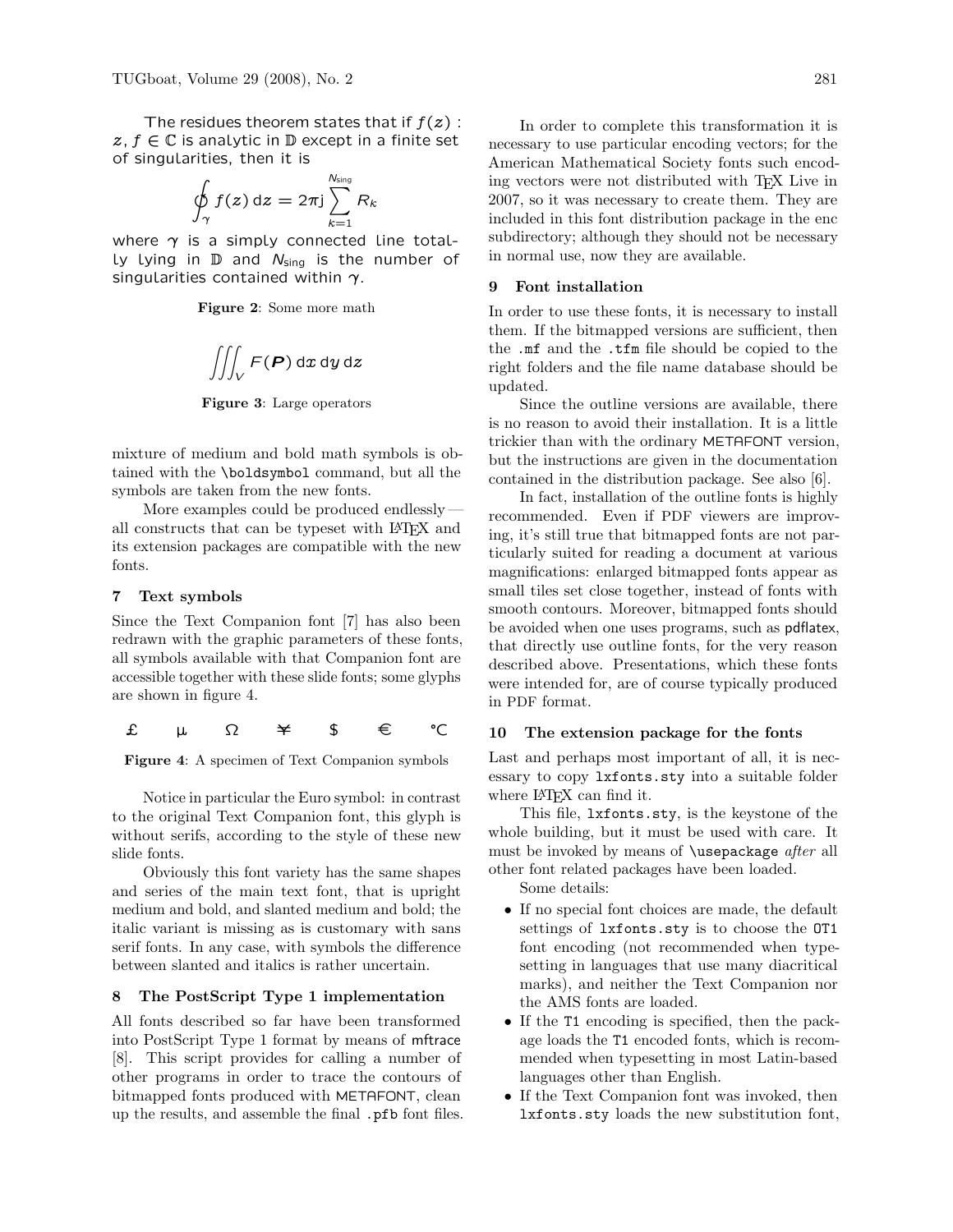The residues theorem states that if $f(z)$ : $z, f \in \mathbb{C}$ is analytic in $\mathbb{D}$ except in a finite set of singularities, then it is

$$\oint_\gamma f(z)\,\mathrm{d}z = 2\pi\mathrm{j}\sum_{k=1}^{N_{\mathrm{sing}}} R_k$$

where $\gamma$ is a simply connected line totally lying in $\mathbb{D}$ and $N_{\mathrm{sing}}$ is the number of singularities contained within $\gamma$.

**Figure 2**: Some more math

$$\iiint_V F(\boldsymbol{P})\,\mathrm{d}x\,\mathrm{d}y\,\mathrm{d}z$$

**Figure 3**: Large operators

mixture of medium and bold math symbols is obtained with the `\boldsymbol` command, but all the symbols are taken from the new fonts.

More examples could be produced endlessly — all constructs that can be typeset with LaTeX and its extension packages are compatible with the new fonts.

## 7 Text symbols

Since the Text Companion font [7] has also been redrawn with the graphic parameters of these fonts, all symbols available with that Companion font are accessible together with these slide fonts; some glyphs are shown in figure 4.

£ µ Ω ¥ $ € ℃

**Figure 4**: A specimen of Text Companion symbols

Notice in particular the Euro symbol: in contrast to the original Text Companion font, this glyph is without serifs, according to the style of these new slide fonts.

Obviously this font variety has the same shapes and series of the main text font, that is upright medium and bold, and slanted medium and bold; the italic variant is missing as is customary with sans serif fonts. In any case, with symbols the difference between slanted and italics is rather uncertain.

## 8 The PostScript Type 1 implementation

All fonts described so far have been transformed into PostScript Type 1 format by means of mftrace [8]. This script provides for calling a number of other programs in order to trace the contours of bitmapped fonts produced with METAFONT, clean up the results, and assemble the final `.pfb` font files.

In order to complete this transformation it is necessary to use particular encoding vectors; for the American Mathematical Society fonts such encoding vectors were not distributed with TeX Live in 2007, so it was necessary to create them. They are included in this font distribution package in the enc subdirectory; although they should not be necessary in normal use, now they are available.

## 9 Font installation

In order to use these fonts, it is necessary to install them. If the bitmapped versions are sufficient, then the `.mf` and the `.tfm` file should be copied to the right folders and the file name database should be updated.

Since the outline versions are available, there is no reason to avoid their installation. It is a little trickier than with the ordinary METAFONT version, but the instructions are given in the documentation contained in the distribution package. See also [6].

In fact, installation of the outline fonts is highly recommended. Even if PDF viewers are improving, it's still true that bitmapped fonts are not particularly suited for reading a document at various magnifications: enlarged bitmapped fonts appear as small tiles set close together, instead of fonts with smooth contours. Moreover, bitmapped fonts should be avoided when one uses programs, such as pdflatex, that directly use outline fonts, for the very reason described above. Presentations, which these fonts were intended for, are of course typically produced in PDF format.

## 10 The extension package for the fonts

Last and perhaps most important of all, it is necessary to copy `lxfonts.sty` into a suitable folder where LaTeX can find it.

This file, `lxfonts.sty`, is the keystone of the whole building, but it must be used with care. It must be invoked by means of `\usepackage` *after* all other font related packages have been loaded.

Some details:

- If no special font choices are made, the default settings of `lxfonts.sty` is to choose the `OT1` font encoding (not recommended when typesetting in languages that use many diacritical marks), and neither the Text Companion nor the AMS fonts are loaded.
- If the `T1` encoding is specified, then the package loads the `T1` encoded fonts, which is recommended when typesetting in most Latin-based languages other than English.
- If the Text Companion font was invoked, then `lxfonts.sty` loads the new substitution font,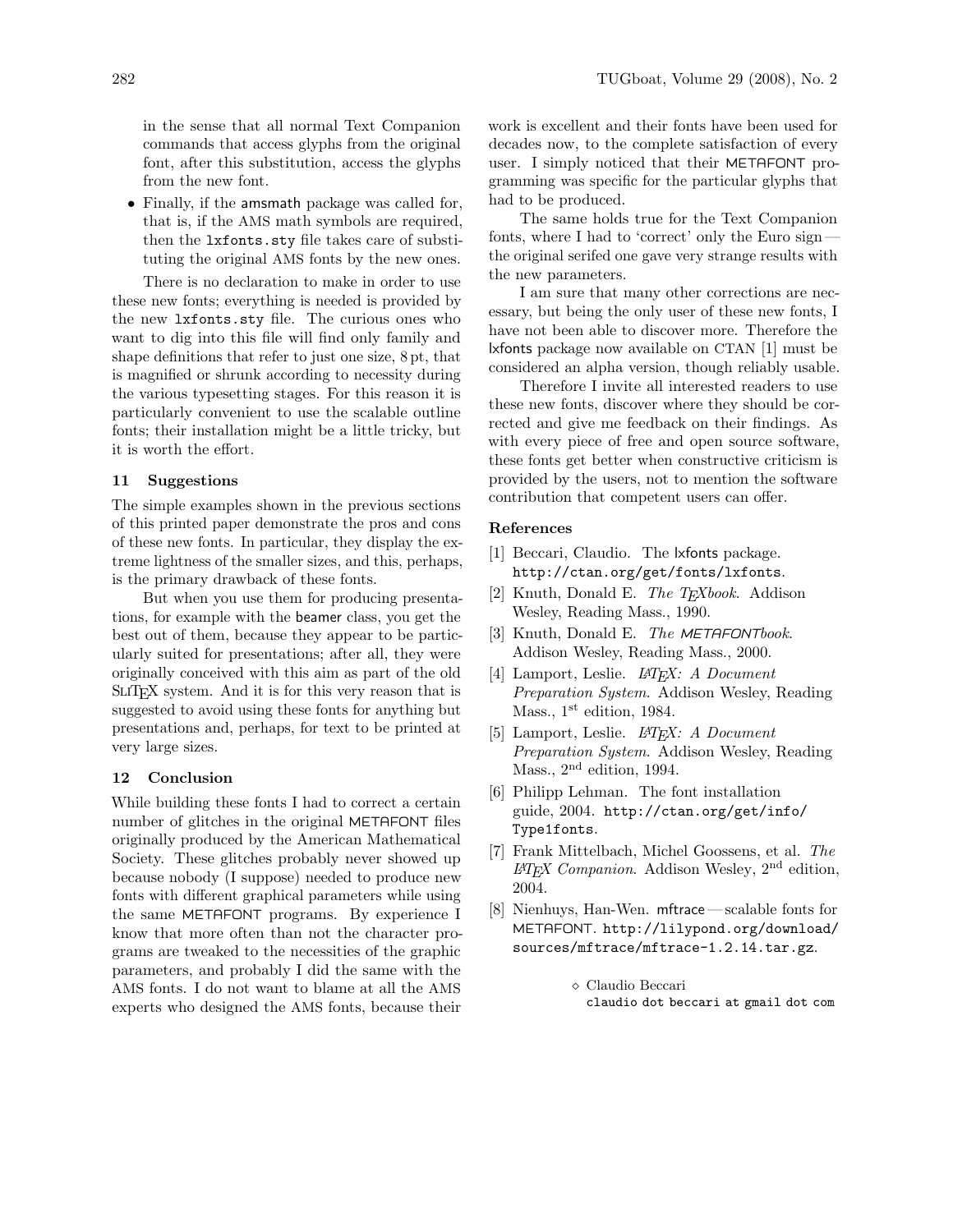in the sense that all normal Text Companion commands that access glyphs from the original font, after this substitution, access the glyphs from the new font.

- Finally, if the amsmath package was called for, that is, if the AMS math symbols are required, then the `lxfonts.sty` file takes care of substituting the original AMS fonts by the new ones.

There is no declaration to make in order to use these new fonts; everything is needed is provided by the new `lxfonts.sty` file. The curious ones who want to dig into this file will find only family and shape definitions that refer to just one size, 8 pt, that is magnified or shrunk according to necessity during the various typesetting stages. For this reason it is particularly convenient to use the scalable outline fonts; their installation might be a little tricky, but it is worth the effort.

## 11 Suggestions

The simple examples shown in the previous sections of this printed paper demonstrate the pros and cons of these new fonts. In particular, they display the extreme lightness of the smaller sizes, and this, perhaps, is the primary drawback of these fonts.

But when you use them for producing presentations, for example with the beamer class, you get the best out of them, because they appear to be particularly suited for presentations; after all, they were originally conceived with this aim as part of the old SLiTeX system. And it is for this very reason that is suggested to avoid using these fonts for anything but presentations and, perhaps, for text to be printed at very large sizes.

## 12 Conclusion

While building these fonts I had to correct a certain number of glitches in the original METAFONT files originally produced by the American Mathematical Society. These glitches probably never showed up because nobody (I suppose) needed to produce new fonts with different graphical parameters while using the same METAFONT programs. By experience I know that more often than not the character programs are tweaked to the necessities of the graphic parameters, and probably I did the same with the AMS fonts. I do not want to blame at all the AMS experts who designed the AMS fonts, because their work is excellent and their fonts have been used for decades now, to the complete satisfaction of every user. I simply noticed that their METAFONT programming was specific for the particular glyphs that had to be produced.

The same holds true for the Text Companion fonts, where I had to 'correct' only the Euro sign — the original serifed one gave very strange results with the new parameters.

I am sure that many other corrections are necessary, but being the only user of these new fonts, I have not been able to discover more. Therefore the lxfonts package now available on CTAN [1] must be considered an alpha version, though reliably usable.

Therefore I invite all interested readers to use these new fonts, discover where they should be corrected and give me feedback on their findings. As with every piece of free and open source software, these fonts get better when constructive criticism is provided by the users, not to mention the software contribution that competent users can offer.

### References

[1] Beccari, Claudio. The lxfonts package. `http://ctan.org/get/fonts/lxfonts`.

[2] Knuth, Donald E. *The TeXbook*. Addison Wesley, Reading Mass., 1990.

[3] Knuth, Donald E. *The METAFONTbook*. Addison Wesley, Reading Mass., 2000.

[4] Lamport, Leslie. *LaTeX: A Document Preparation System*. Addison Wesley, Reading Mass., 1st edition, 1984.

[5] Lamport, Leslie. *LaTeX: A Document Preparation System*. Addison Wesley, Reading Mass., 2nd edition, 1994.

[6] Philipp Lehman. The font installation guide, 2004. `http://ctan.org/get/info/Type1fonts`.

[7] Frank Mittelbach, Michel Goossens, et al. *The LaTeX Companion*. Addison Wesley, 2nd edition, 2004.

[8] Nienhuys, Han-Wen. mftrace — scalable fonts for METAFONT. `http://lilypond.org/download/sources/mftrace/mftrace-1.2.14.tar.gz`.

◇ Claudio Beccari
`claudio dot beccari at gmail dot com`